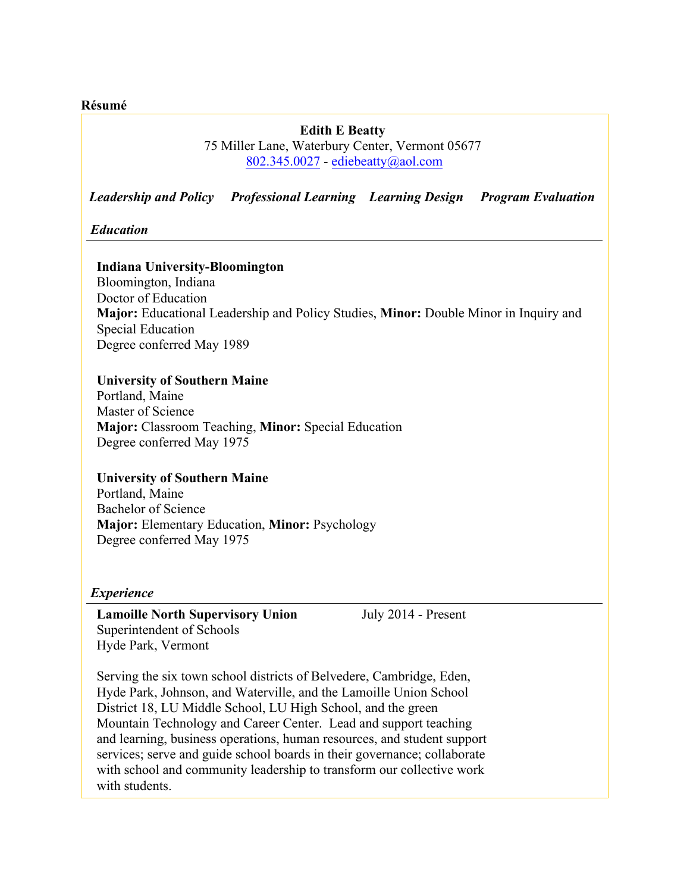**Résumé**

**Edith E Beatty**
75 Miller Lane, Waterbury Center, Vermont 05677
802.345.0027 - ediebeatty@aol.com

***Leadership and Policy     Professional Learning     Learning Design     Program Evaluation***

## *Education*

**Indiana University-Bloomington**
Bloomington, Indiana
Doctor of Education
**Major:** Educational Leadership and Policy Studies, **Minor:** Double Minor in Inquiry and Special Education
Degree conferred May 1989

**University of Southern Maine**
Portland, Maine
Master of Science
**Major:** Classroom Teaching, **Minor:** Special Education
Degree conferred May 1975

**University of Southern Maine**
Portland, Maine
Bachelor of Science
**Major:** Elementary Education, **Minor:** Psychology
Degree conferred May 1975

## *Experience*

**Lamoille North Supervisory Union** July 2014 - Present
Superintendent of Schools
Hyde Park, Vermont

Serving the six town school districts of Belvedere, Cambridge, Eden, Hyde Park, Johnson, and Waterville, and the Lamoille Union School District 18, LU Middle School, LU High School, and the green Mountain Technology and Career Center. Lead and support teaching and learning, business operations, human resources, and student support services; serve and guide school boards in their governance; collaborate with school and community leadership to transform our collective work with students.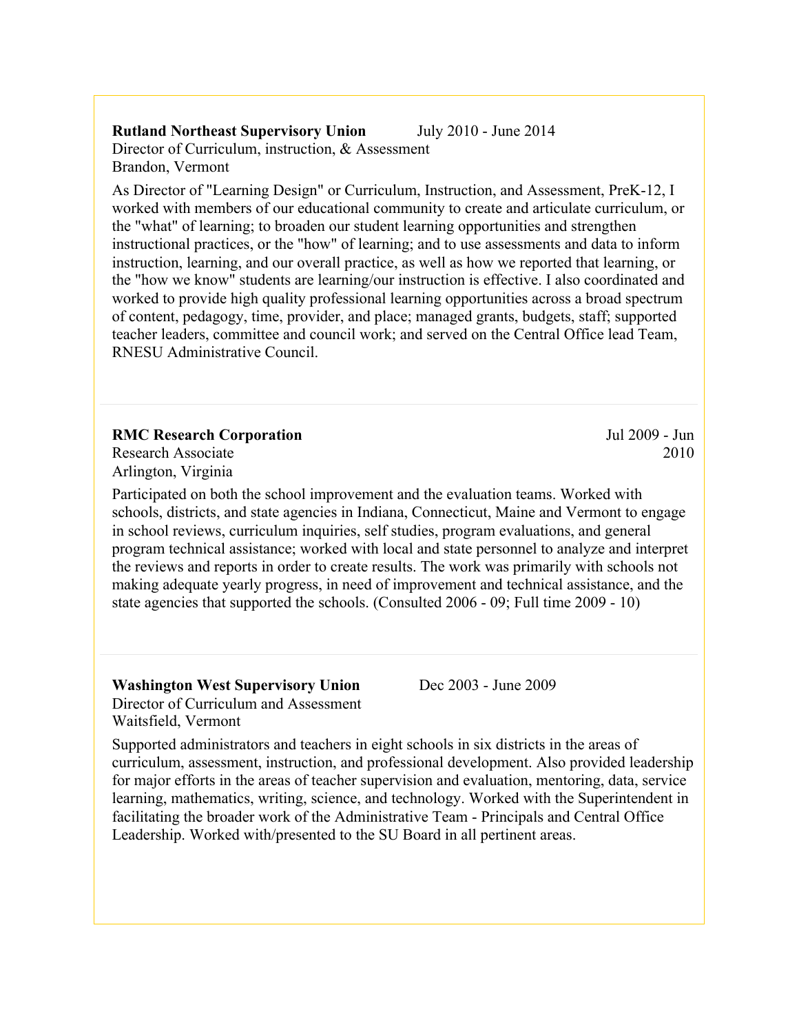**Rutland Northeast Supervisory Union** July 2010 - June 2014
Director of Curriculum, instruction, & Assessment
Brandon, Vermont

As Director of "Learning Design" or Curriculum, Instruction, and Assessment, PreK-12, I worked with members of our educational community to create and articulate curriculum, or the "what" of learning; to broaden our student learning opportunities and strengthen instructional practices, or the "how" of learning; and to use assessments and data to inform instruction, learning, and our overall practice, as well as how we reported that learning, or the "how we know" students are learning/our instruction is effective. I also coordinated and worked to provide high quality professional learning opportunities across a broad spectrum of content, pedagogy, time, provider, and place; managed grants, budgets, staff; supported teacher leaders, committee and council work; and served on the Central Office lead Team, RNESU Administrative Council.

---

**RMC Research Corporation** Jul 2009 - Jun 2010
Research Associate
Arlington, Virginia

Participated on both the school improvement and the evaluation teams. Worked with schools, districts, and state agencies in Indiana, Connecticut, Maine and Vermont to engage in school reviews, curriculum inquiries, self studies, program evaluations, and general program technical assistance; worked with local and state personnel to analyze and interpret the reviews and reports in order to create results. The work was primarily with schools not making adequate yearly progress, in need of improvement and technical assistance, and the state agencies that supported the schools. (Consulted 2006 - 09; Full time 2009 - 10)

---

**Washington West Supervisory Union** Dec 2003 - June 2009
Director of Curriculum and Assessment
Waitsfield, Vermont

Supported administrators and teachers in eight schools in six districts in the areas of curriculum, assessment, instruction, and professional development. Also provided leadership for major efforts in the areas of teacher supervision and evaluation, mentoring, data, service learning, mathematics, writing, science, and technology. Worked with the Superintendent in facilitating the broader work of the Administrative Team - Principals and Central Office Leadership. Worked with/presented to the SU Board in all pertinent areas.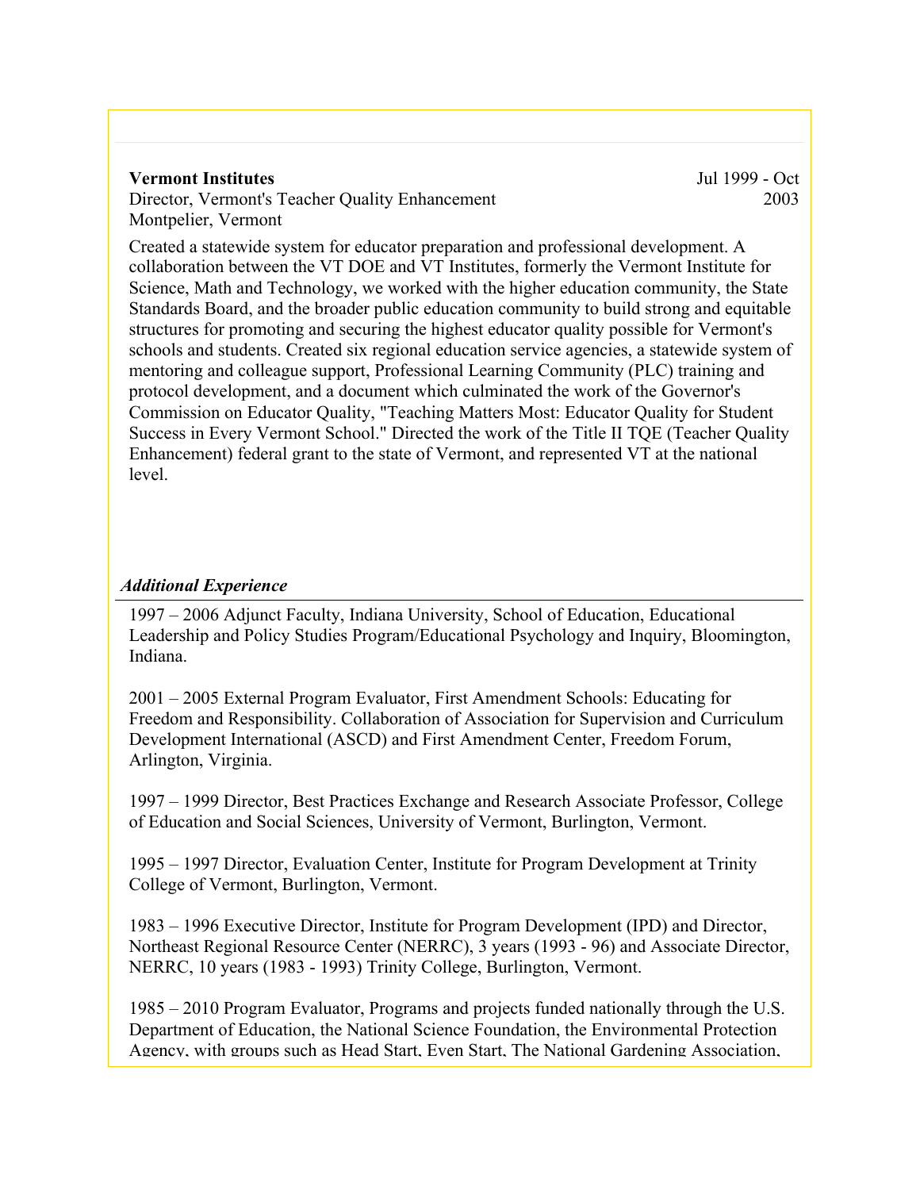**Vermont Institutes**
Director, Vermont's Teacher Quality Enhancement
Montpelier, Vermont

Jul 1999 - Oct 2003

Created a statewide system for educator preparation and professional development. A collaboration between the VT DOE and VT Institutes, formerly the Vermont Institute for Science, Math and Technology, we worked with the higher education community, the State Standards Board, and the broader public education community to build strong and equitable structures for promoting and securing the highest educator quality possible for Vermont's schools and students. Created six regional education service agencies, a statewide system of mentoring and colleague support, Professional Learning Community (PLC) training and protocol development, and a document which culminated the work of the Governor's Commission on Educator Quality, "Teaching Matters Most: Educator Quality for Student Success in Every Vermont School." Directed the work of the Title II TQE (Teacher Quality Enhancement) federal grant to the state of Vermont, and represented VT at the national level.

### *Additional Experience*

1997 – 2006 Adjunct Faculty, Indiana University, School of Education, Educational Leadership and Policy Studies Program/Educational Psychology and Inquiry, Bloomington, Indiana.

2001 – 2005 External Program Evaluator, First Amendment Schools: Educating for Freedom and Responsibility. Collaboration of Association for Supervision and Curriculum Development International (ASCD) and First Amendment Center, Freedom Forum, Arlington, Virginia.

1997 – 1999 Director, Best Practices Exchange and Research Associate Professor, College of Education and Social Sciences, University of Vermont, Burlington, Vermont.

1995 – 1997 Director, Evaluation Center, Institute for Program Development at Trinity College of Vermont, Burlington, Vermont.

1983 – 1996 Executive Director, Institute for Program Development (IPD) and Director, Northeast Regional Resource Center (NERRC), 3 years (1993 - 96) and Associate Director, NERRC, 10 years (1983 - 1993) Trinity College, Burlington, Vermont.

1985 – 2010 Program Evaluator, Programs and projects funded nationally through the U.S. Department of Education, the National Science Foundation, the Environmental Protection Agency, with groups such as Head Start, Even Start, The National Gardening Association,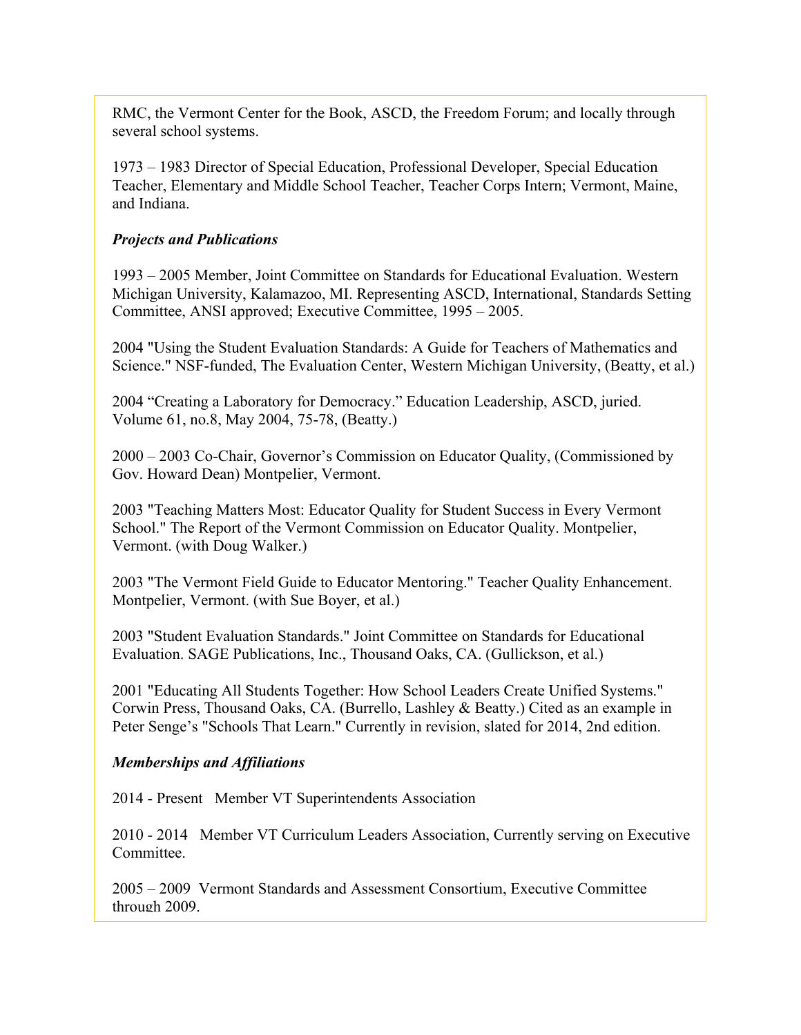RMC, the Vermont Center for the Book, ASCD, the Freedom Forum; and locally through several school systems.

1973 – 1983 Director of Special Education, Professional Developer, Special Education Teacher, Elementary and Middle School Teacher, Teacher Corps Intern; Vermont, Maine, and Indiana.

***Projects and Publications***

1993 – 2005 Member, Joint Committee on Standards for Educational Evaluation. Western Michigan University, Kalamazoo, MI. Representing ASCD, International, Standards Setting Committee, ANSI approved; Executive Committee, 1995 – 2005.

2004 "Using the Student Evaluation Standards: A Guide for Teachers of Mathematics and Science." NSF-funded, The Evaluation Center, Western Michigan University, (Beatty, et al.)

2004 "Creating a Laboratory for Democracy." Education Leadership, ASCD, juried. Volume 61, no.8, May 2004, 75-78, (Beatty.)

2000 – 2003 Co-Chair, Governor's Commission on Educator Quality, (Commissioned by Gov. Howard Dean) Montpelier, Vermont.

2003 "Teaching Matters Most: Educator Quality for Student Success in Every Vermont School." The Report of the Vermont Commission on Educator Quality. Montpelier, Vermont. (with Doug Walker.)

2003 "The Vermont Field Guide to Educator Mentoring." Teacher Quality Enhancement. Montpelier, Vermont. (with Sue Boyer, et al.)

2003 "Student Evaluation Standards." Joint Committee on Standards for Educational Evaluation. SAGE Publications, Inc., Thousand Oaks, CA. (Gullickson, et al.)

2001 "Educating All Students Together: How School Leaders Create Unified Systems." Corwin Press, Thousand Oaks, CA. (Burrello, Lashley & Beatty.) Cited as an example in Peter Senge's "Schools That Learn." Currently in revision, slated for 2014, 2nd edition.

***Memberships and Affiliations***

2014 - Present Member VT Superintendents Association

2010 - 2014 Member VT Curriculum Leaders Association, Currently serving on Executive Committee.

2005 – 2009 Vermont Standards and Assessment Consortium, Executive Committee through 2009.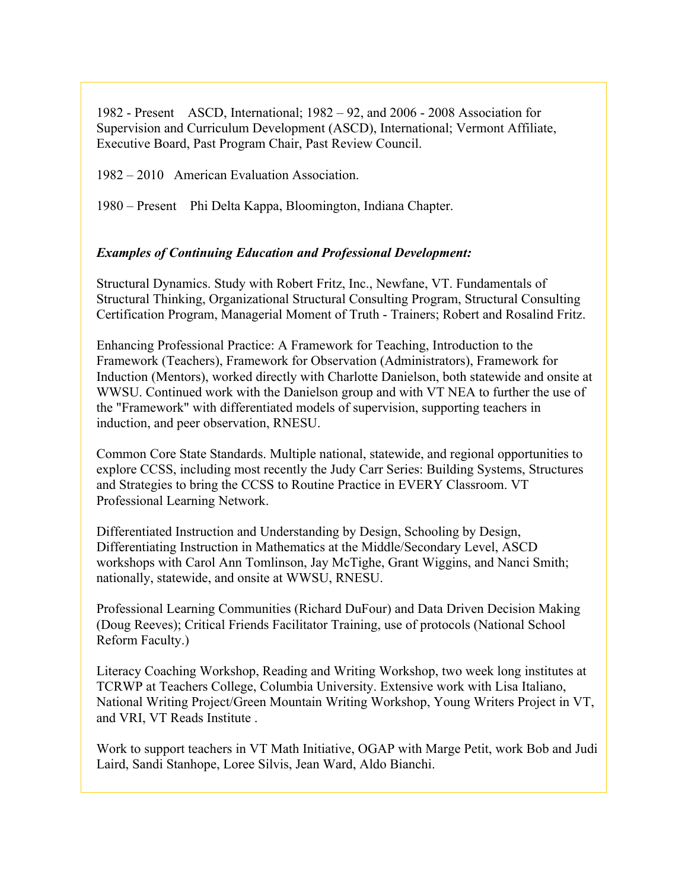1982 - Present ASCD, International; 1982 – 92, and 2006 - 2008 Association for Supervision and Curriculum Development (ASCD), International; Vermont Affiliate, Executive Board, Past Program Chair, Past Review Council.

1982 – 2010 American Evaluation Association.

1980 – Present Phi Delta Kappa, Bloomington, Indiana Chapter.

***Examples of Continuing Education and Professional Development:***

Structural Dynamics. Study with Robert Fritz, Inc., Newfane, VT. Fundamentals of Structural Thinking, Organizational Structural Consulting Program, Structural Consulting Certification Program, Managerial Moment of Truth - Trainers; Robert and Rosalind Fritz.

Enhancing Professional Practice: A Framework for Teaching, Introduction to the Framework (Teachers), Framework for Observation (Administrators), Framework for Induction (Mentors), worked directly with Charlotte Danielson, both statewide and onsite at WWSU. Continued work with the Danielson group and with VT NEA to further the use of the "Framework" with differentiated models of supervision, supporting teachers in induction, and peer observation, RNESU.

Common Core State Standards. Multiple national, statewide, and regional opportunities to explore CCSS, including most recently the Judy Carr Series: Building Systems, Structures and Strategies to bring the CCSS to Routine Practice in EVERY Classroom. VT Professional Learning Network.

Differentiated Instruction and Understanding by Design, Schooling by Design, Differentiating Instruction in Mathematics at the Middle/Secondary Level, ASCD workshops with Carol Ann Tomlinson, Jay McTighe, Grant Wiggins, and Nanci Smith; nationally, statewide, and onsite at WWSU, RNESU.

Professional Learning Communities (Richard DuFour) and Data Driven Decision Making (Doug Reeves); Critical Friends Facilitator Training, use of protocols (National School Reform Faculty.)

Literacy Coaching Workshop, Reading and Writing Workshop, two week long institutes at TCRWP at Teachers College, Columbia University. Extensive work with Lisa Italiano, National Writing Project/Green Mountain Writing Workshop, Young Writers Project in VT, and VRI, VT Reads Institute .

Work to support teachers in VT Math Initiative, OGAP with Marge Petit, work Bob and Judi Laird, Sandi Stanhope, Loree Silvis, Jean Ward, Aldo Bianchi.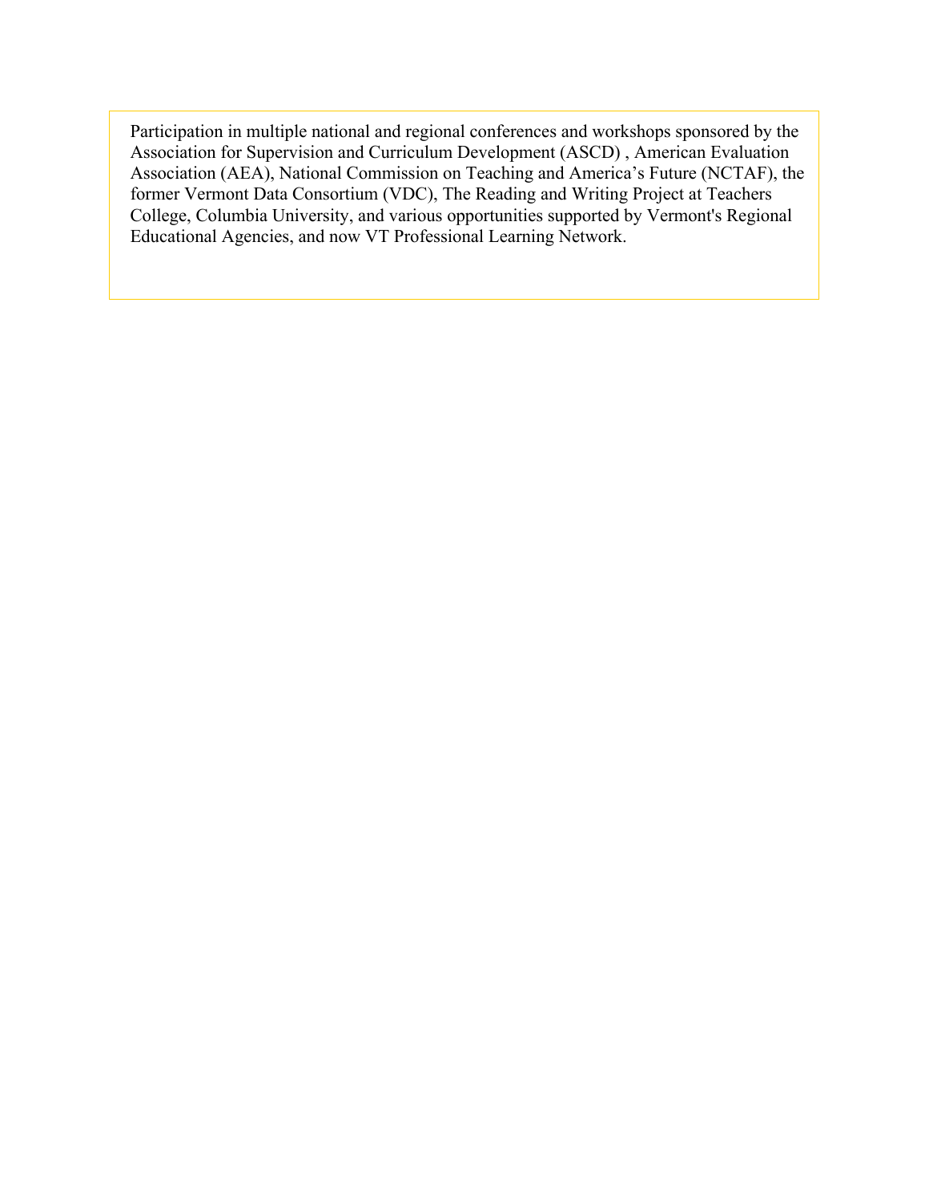Participation in multiple national and regional conferences and workshops sponsored by the Association for Supervision and Curriculum Development (ASCD) , American Evaluation Association (AEA), National Commission on Teaching and America's Future (NCTAF), the former Vermont Data Consortium (VDC), The Reading and Writing Project at Teachers College, Columbia University, and various opportunities supported by Vermont's Regional Educational Agencies, and now VT Professional Learning Network.